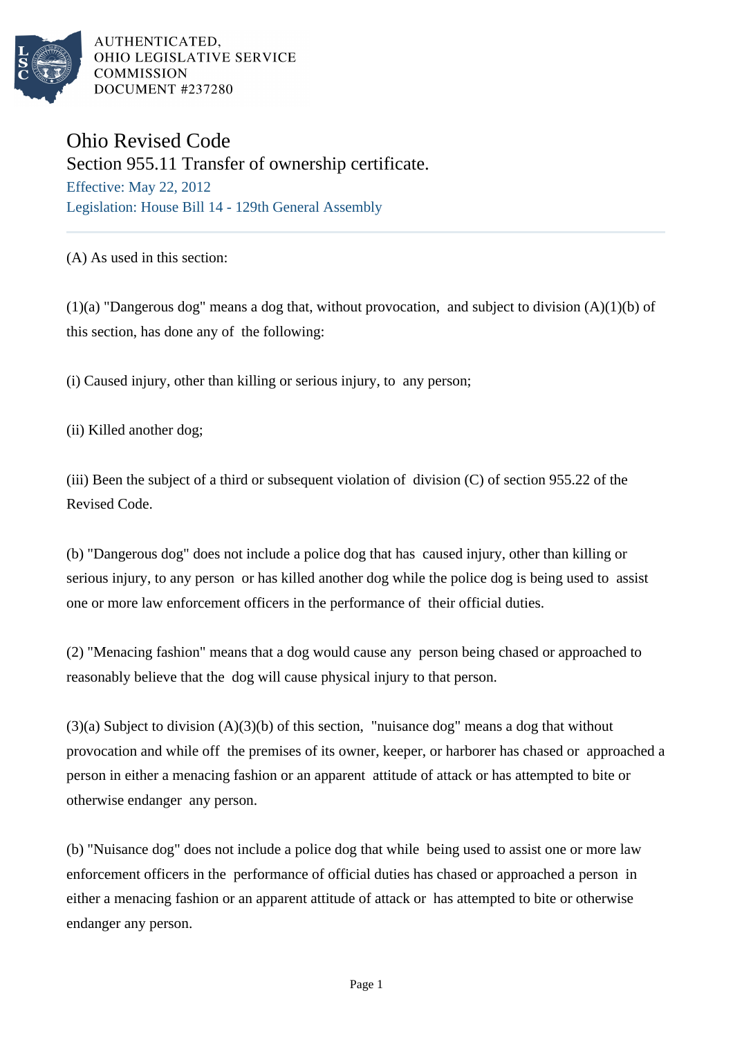AUTHENTICATED,
OHIO LEGISLATIVE SERVICE
COMMISSION
DOCUMENT #237280

# Ohio Revised Code

## Section 955.11 Transfer of ownership certificate.

Effective: May 22, 2012

Legislation: House Bill 14 - 129th General Assembly

---

(A) As used in this section:

(1)(a) "Dangerous dog" means a dog that, without provocation, and subject to division (A)(1)(b) of this section, has done any of the following:

(i) Caused injury, other than killing or serious injury, to any person;

(ii) Killed another dog;

(iii) Been the subject of a third or subsequent violation of division (C) of section 955.22 of the Revised Code.

(b) "Dangerous dog" does not include a police dog that has caused injury, other than killing or serious injury, to any person or has killed another dog while the police dog is being used to assist one or more law enforcement officers in the performance of their official duties.

(2) "Menacing fashion" means that a dog would cause any person being chased or approached to reasonably believe that the dog will cause physical injury to that person.

(3)(a) Subject to division (A)(3)(b) of this section, "nuisance dog" means a dog that without provocation and while off the premises of its owner, keeper, or harborer has chased or approached a person in either a menacing fashion or an apparent attitude of attack or has attempted to bite or otherwise endanger any person.

(b) "Nuisance dog" does not include a police dog that while being used to assist one or more law enforcement officers in the performance of official duties has chased or approached a person in either a menacing fashion or an apparent attitude of attack or has attempted to bite or otherwise endanger any person.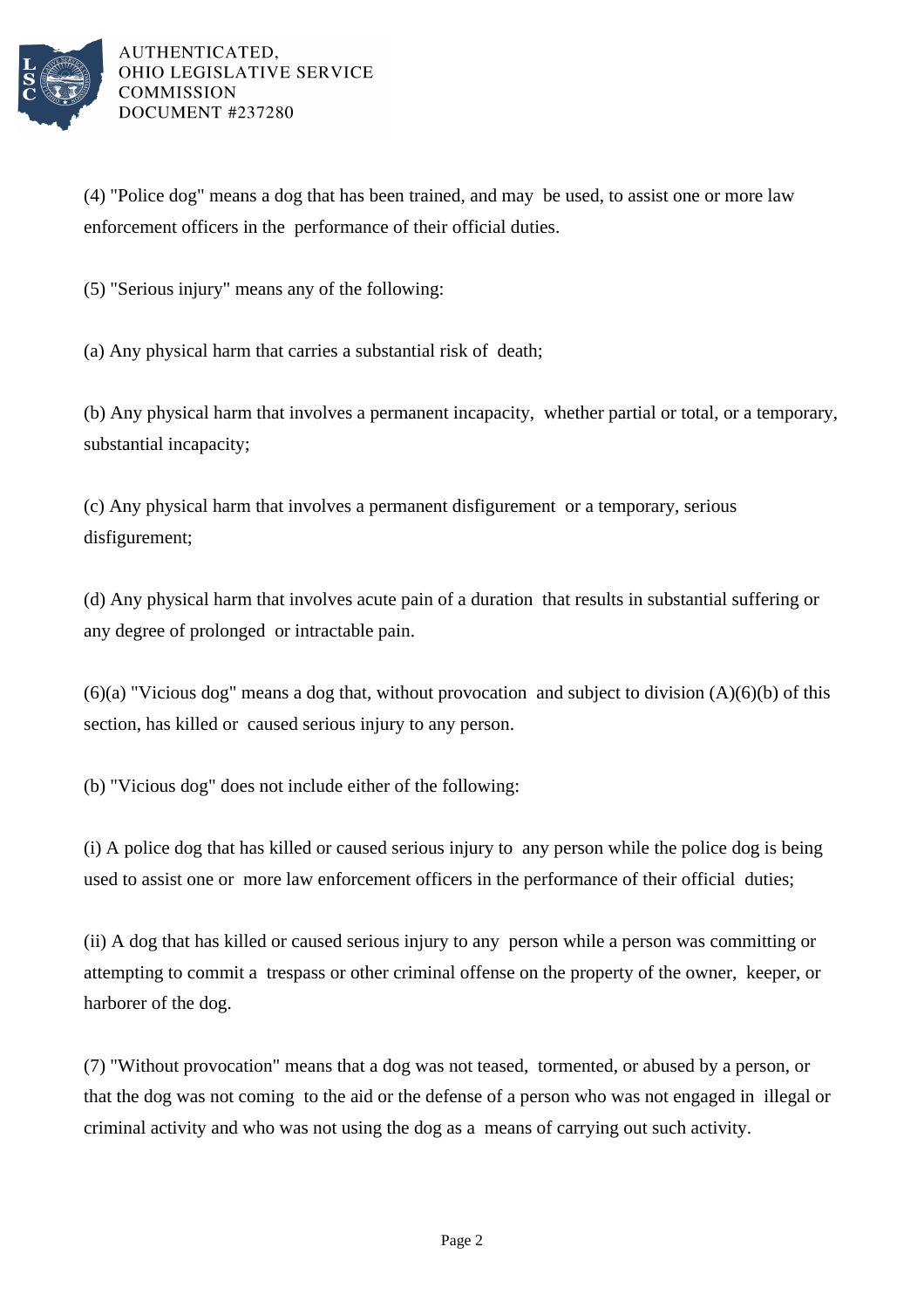(4) "Police dog" means a dog that has been trained, and may be used, to assist one or more law enforcement officers in the performance of their official duties.

(5) "Serious injury" means any of the following:

(a) Any physical harm that carries a substantial risk of death;

(b) Any physical harm that involves a permanent incapacity, whether partial or total, or a temporary, substantial incapacity;

(c) Any physical harm that involves a permanent disfigurement or a temporary, serious disfigurement;

(d) Any physical harm that involves acute pain of a duration that results in substantial suffering or any degree of prolonged or intractable pain.

(6)(a) "Vicious dog" means a dog that, without provocation and subject to division (A)(6)(b) of this section, has killed or caused serious injury to any person.

(b) "Vicious dog" does not include either of the following:

(i) A police dog that has killed or caused serious injury to any person while the police dog is being used to assist one or more law enforcement officers in the performance of their official duties;

(ii) A dog that has killed or caused serious injury to any person while a person was committing or attempting to commit a trespass or other criminal offense on the property of the owner, keeper, or harborer of the dog.

(7) "Without provocation" means that a dog was not teased, tormented, or abused by a person, or that the dog was not coming to the aid or the defense of a person who was not engaged in illegal or criminal activity and who was not using the dog as a means of carrying out such activity.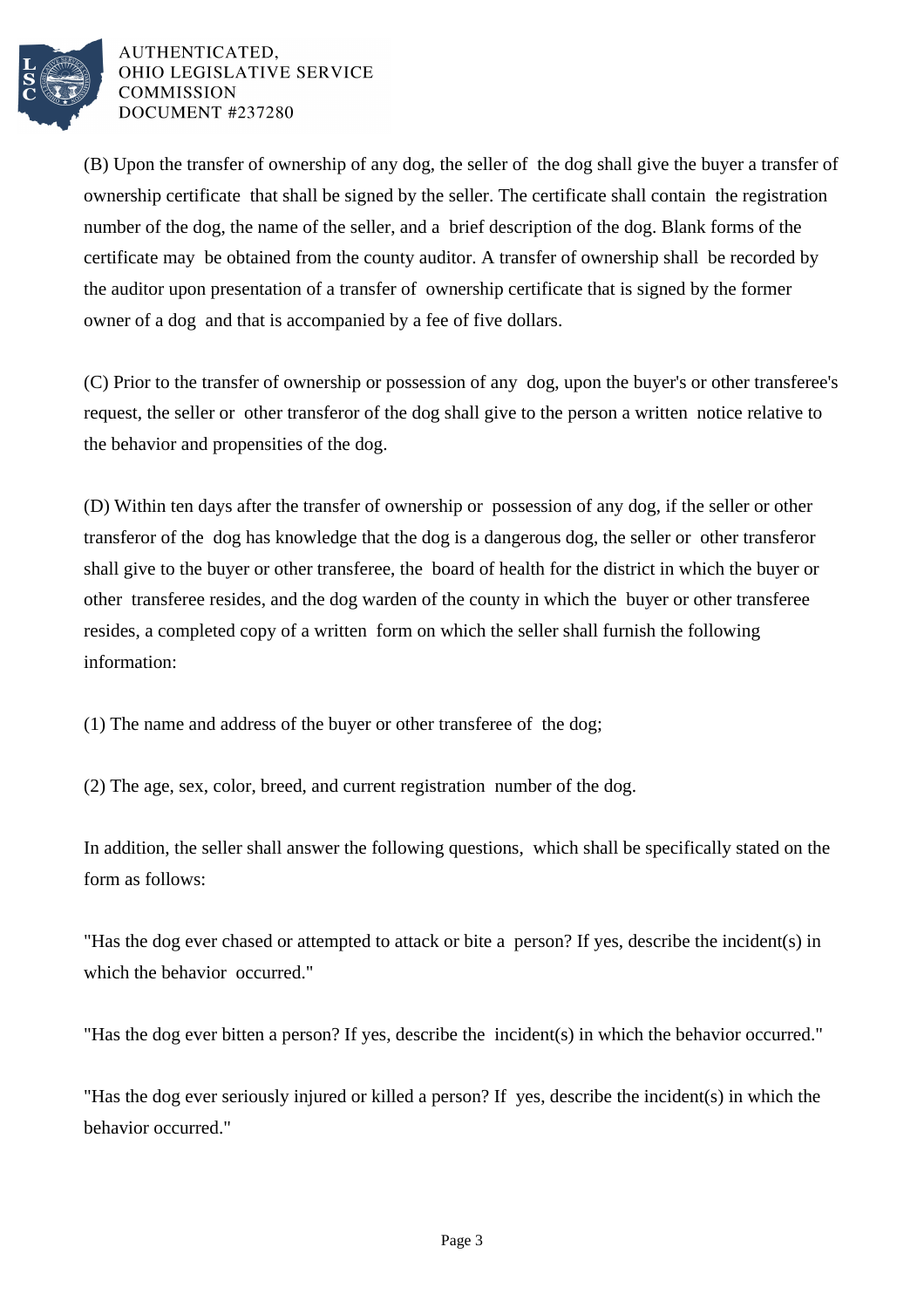(B) Upon the transfer of ownership of any dog, the seller of the dog shall give the buyer a transfer of ownership certificate that shall be signed by the seller. The certificate shall contain the registration number of the dog, the name of the seller, and a brief description of the dog. Blank forms of the certificate may be obtained from the county auditor. A transfer of ownership shall be recorded by the auditor upon presentation of a transfer of ownership certificate that is signed by the former owner of a dog and that is accompanied by a fee of five dollars.

(C) Prior to the transfer of ownership or possession of any dog, upon the buyer's or other transferee's request, the seller or other transferor of the dog shall give to the person a written notice relative to the behavior and propensities of the dog.

(D) Within ten days after the transfer of ownership or possession of any dog, if the seller or other transferor of the dog has knowledge that the dog is a dangerous dog, the seller or other transferor shall give to the buyer or other transferee, the board of health for the district in which the buyer or other transferee resides, and the dog warden of the county in which the buyer or other transferee resides, a completed copy of a written form on which the seller shall furnish the following information:

(1) The name and address of the buyer or other transferee of the dog;

(2) The age, sex, color, breed, and current registration number of the dog.

In addition, the seller shall answer the following questions, which shall be specifically stated on the form as follows:

"Has the dog ever chased or attempted to attack or bite a person? If yes, describe the incident(s) in which the behavior occurred."

"Has the dog ever bitten a person? If yes, describe the incident(s) in which the behavior occurred."

"Has the dog ever seriously injured or killed a person? If yes, describe the incident(s) in which the behavior occurred."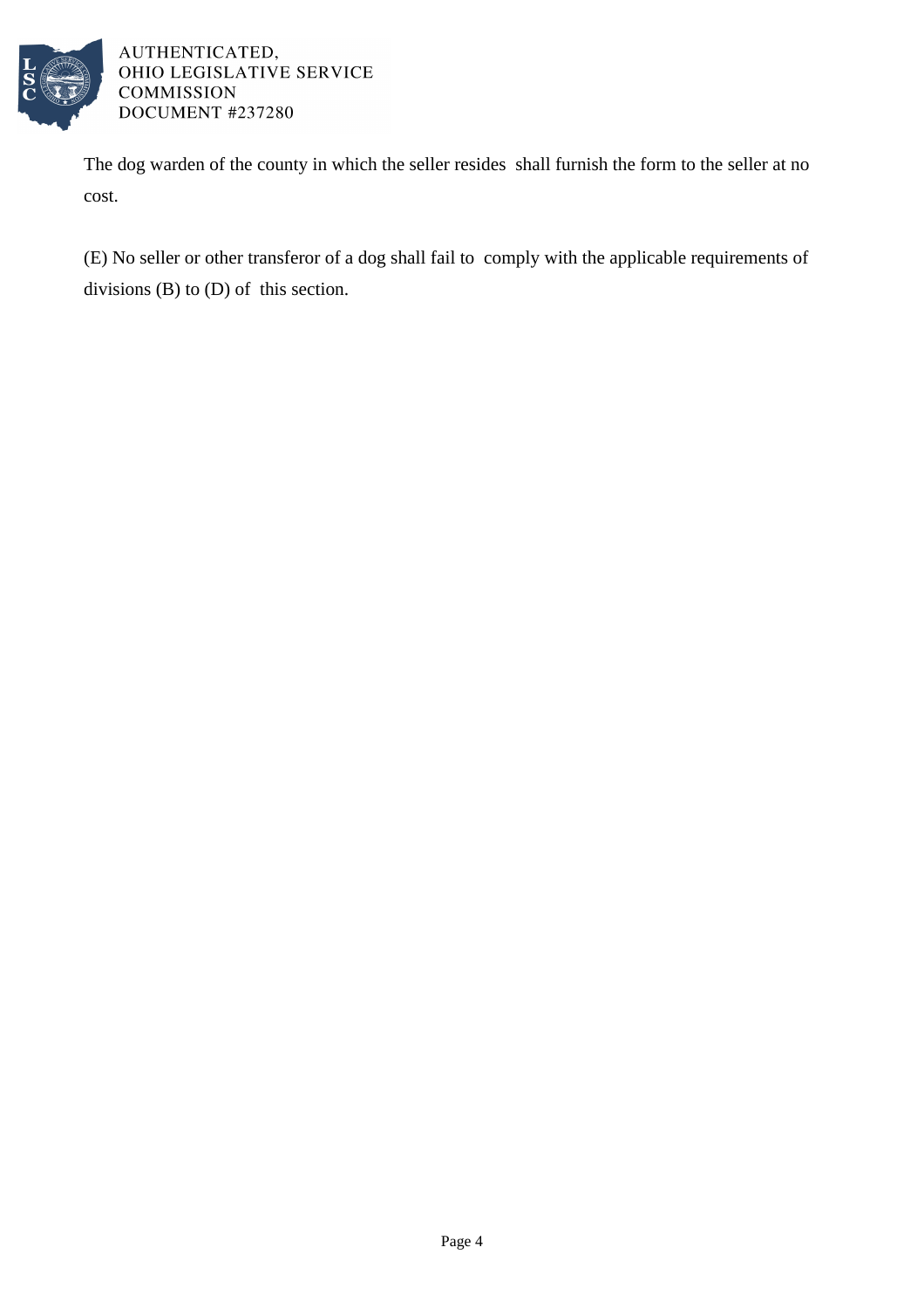The dog warden of the county in which the seller resides shall furnish the form to the seller at no cost.

(E) No seller or other transferor of a dog shall fail to comply with the applicable requirements of divisions (B) to (D) of this section.